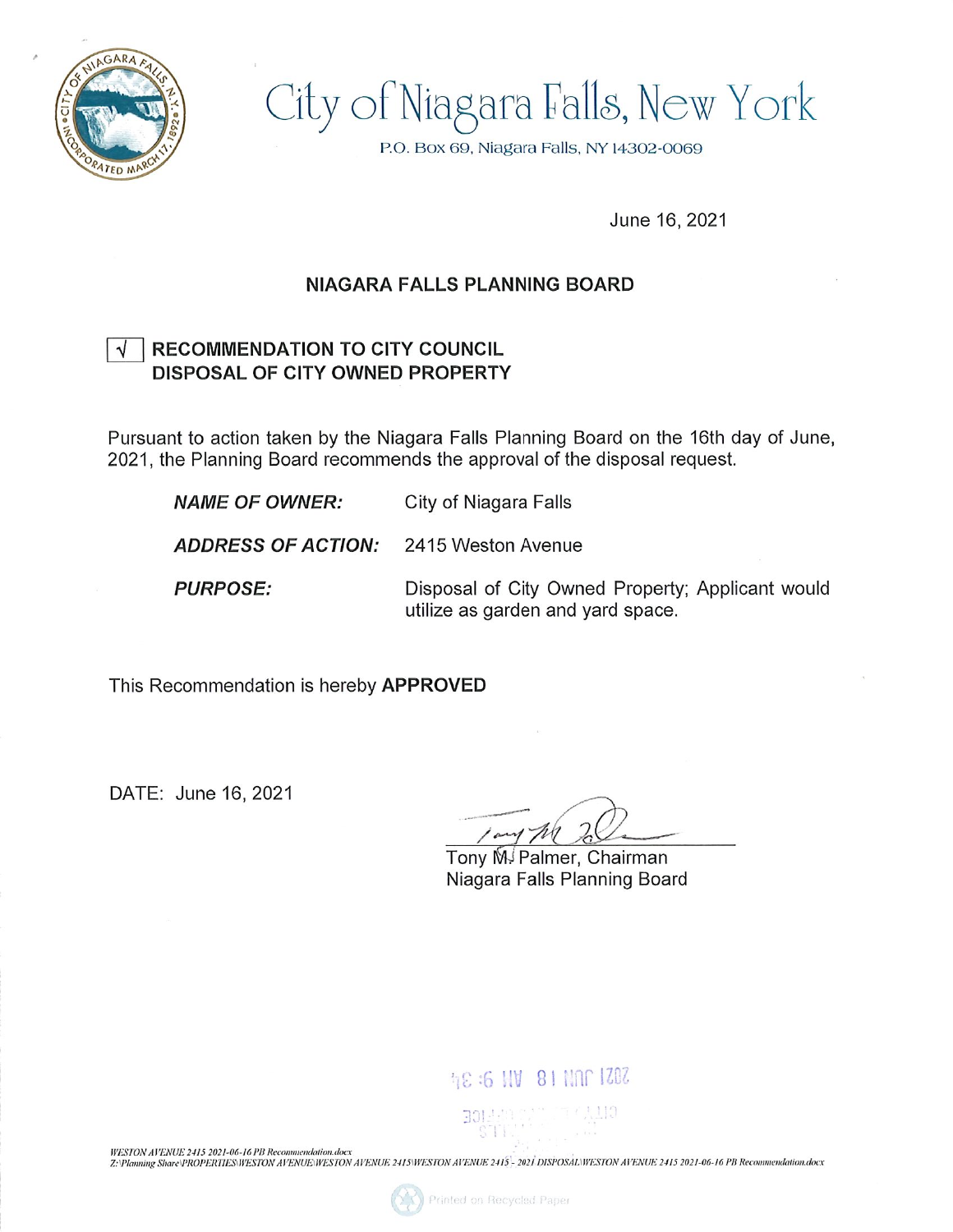# City of Niagara Falls, New York

P.O. Box 69, Niagara Falls, NY 14302-0069

June 16, 2021

## NIAGARA FALLS PLANNING BOARD

☑ **RECOMMENDATION TO CITY COUNCIL**
**DISPOSAL OF CITY OWNED PROPERTY**

Pursuant to action taken by the Niagara Falls Planning Board on the 16th day of June, 2021, the Planning Board recommends the approval of the disposal request.

| | |
|---|---|
| ***NAME OF OWNER:*** | City of Niagara Falls |
| ***ADDRESS OF ACTION:*** | 2415 Weston Avenue |
| ***PURPOSE:*** | Disposal of City Owned Property; Applicant would utilize as garden and yard space. |

This Recommendation is hereby **APPROVED**

DATE: June 16, 2021

Tony M. Palmer, Chairman
Niagara Falls Planning Board

2021 JUN 18 AM 9:34

*WESTON AVENUE 2415 2021-06-16 PB Recommendation.docx*
*Z:\Planning Share\PROPERTIES\WESTON AVENUE\WESTON AVENUE 2415\WESTON AVENUE 2415 - 2021 DISPOSAL\WESTON AVENUE 2415 2021-06-16 PB Recommendation.docx*

Printed on Recycled Paper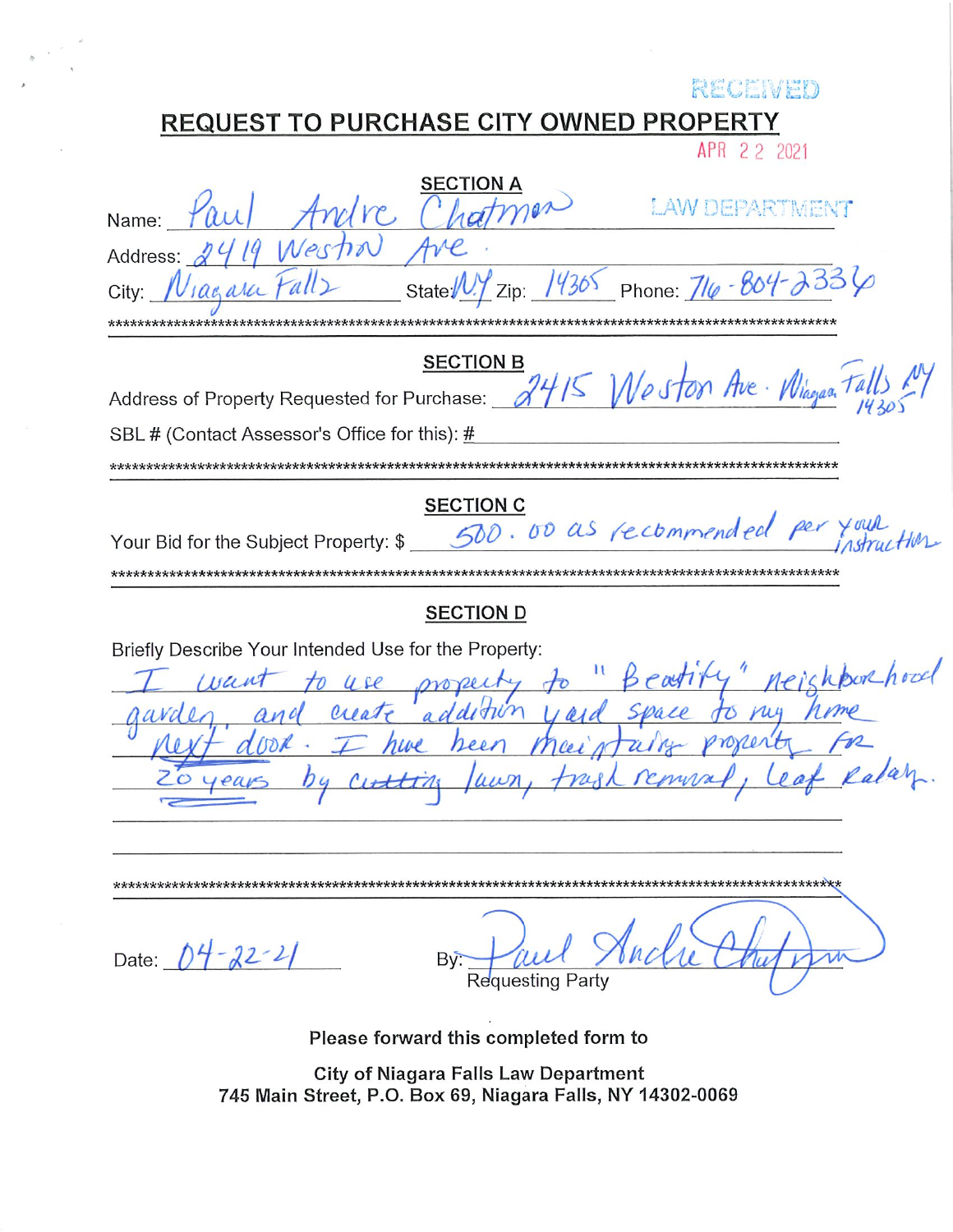RECEIVED

APR 22 2021

LAW DEPARTMENT

## REQUEST TO PURCHASE CITY OWNED PROPERTY

### SECTION A

Name: Paul Andre Chatman

Address: 2419 Weston Ave.

City: Niagara Falls State: NY Zip: 14305 Phone: 716-804-2336

---

### SECTION B

Address of Property Requested for Purchase: 2415 Weston Ave. Niagara Falls NY 14305

SBL # (Contact Assessor's Office for this): #

---

### SECTION C

Your Bid for the Subject Property: $ 500.00 as recommended per your instruction

---

### SECTION D

Briefly Describe Your Intended Use for the Property:

I want to use property to "Beautify" neighborhood garden and create addition yard space to my home next door. I have been maintaining property for 20 years by cutting lawn, trash removal, leaf raking.

---

Date: 04-22-21

By: Paul Andre Chatman
Requesting Party

**Please forward this completed form to**

**City of Niagara Falls Law Department**
**745 Main Street, P.O. Box 69, Niagara Falls, NY 14302-0069**